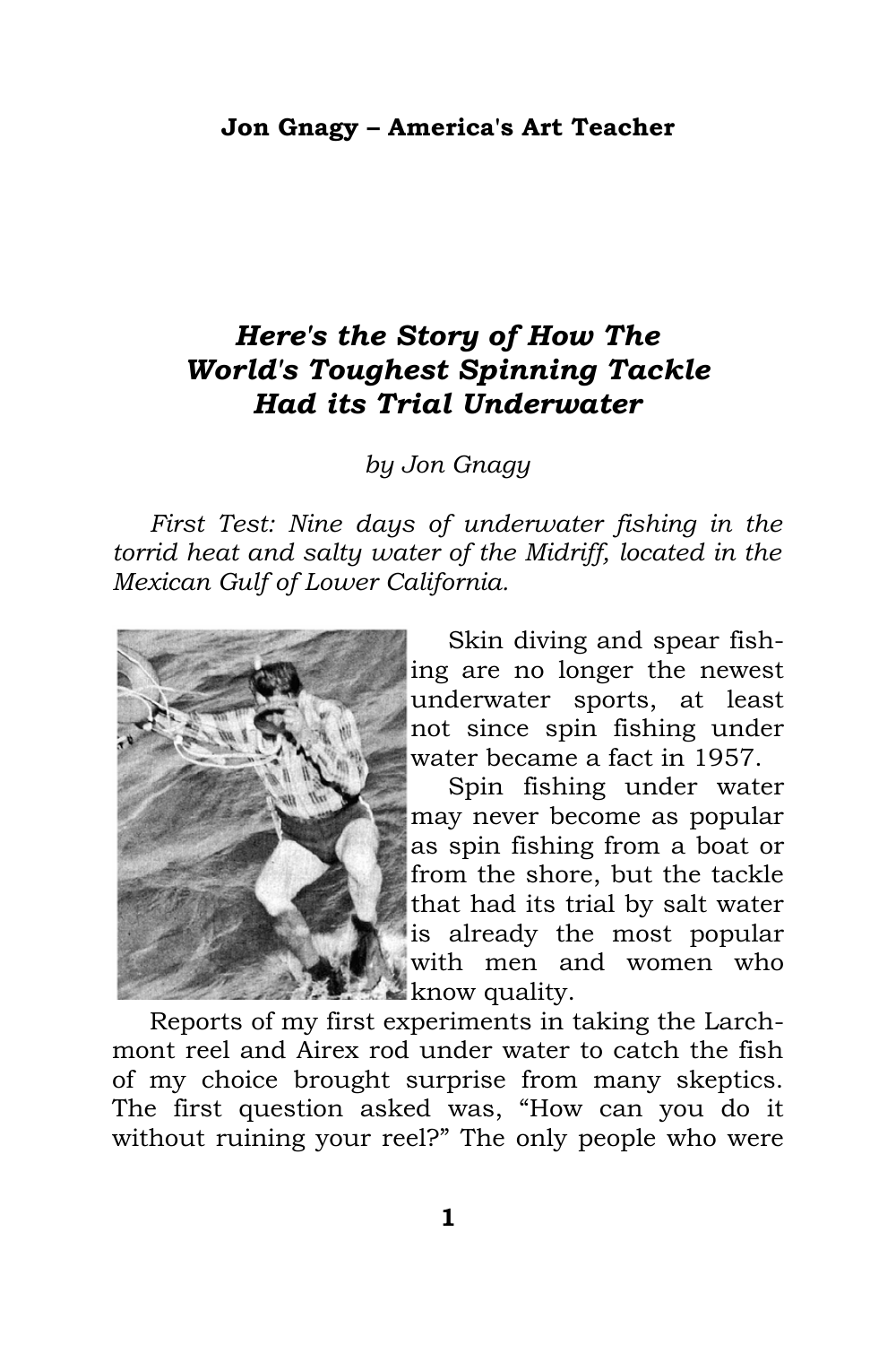# *Here's the Story of How The World's Toughest Spinning Tackle Had its Trial Underwater*

*by Jon Gnagy*

*First Test: Nine days of underwater fishing in the torrid heat and salty water of the Midriff, located in the Mexican Gulf of Lower California.*

Skin diving and spear fishing are no longer the newest underwater sports, at least not since spin fishing under water became a fact in 1957.

Spin fishing under water may never become as popular as spin fishing from a boat or from the shore, but the tackle that had its trial by salt water is already the most popular with men and women who know quality.

Reports of my first experiments in taking the Larchmont reel and Airex rod under water to catch the fish of my choice brought surprise from many skeptics. The first question asked was, “How can you do it without ruining your reel?” The only people who were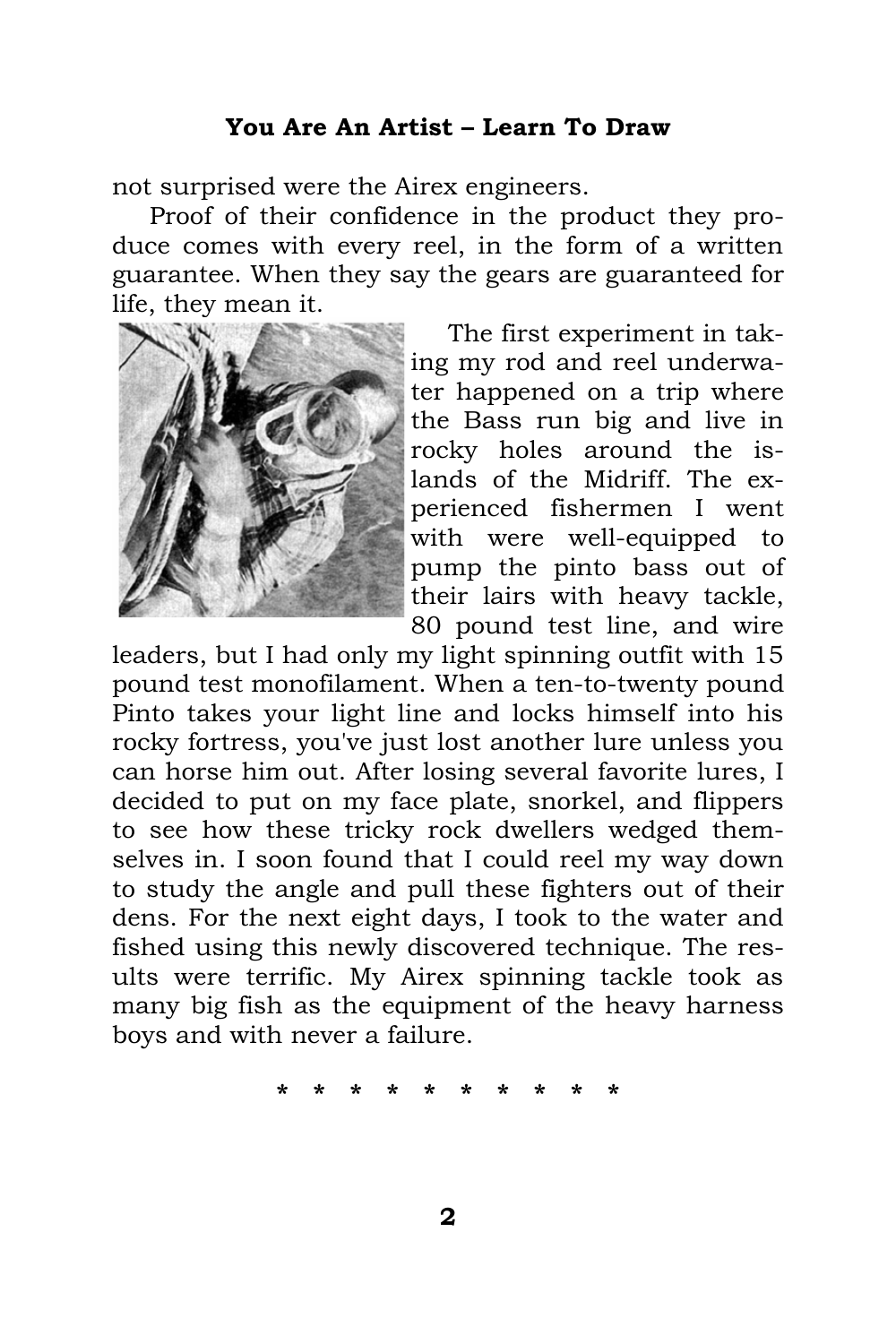not surprised were the Airex engineers.

Proof of their confidence in the product they produce comes with every reel, in the form of a written guarantee. When they say the gears are guaranteed for life, they mean it.

The first experiment in taking my rod and reel underwater happened on a trip where the Bass run big and live in rocky holes around the islands of the Midriff. The experienced fishermen I went with were well-equipped to pump the pinto bass out of their lairs with heavy tackle, 80 pound test line, and wire leaders, but I had only my light spinning outfit with 15 pound test monofilament. When a ten-to-twenty pound Pinto takes your light line and locks himself into his rocky fortress, you've just lost another lure unless you can horse him out. After losing several favorite lures, I decided to put on my face plate, snorkel, and flippers to see how these tricky rock dwellers wedged themselves in. I soon found that I could reel my way down to study the angle and pull these fighters out of their dens. For the next eight days, I took to the water and fished using this newly discovered technique. The results were terrific. My Airex spinning tackle took as many big fish as the equipment of the heavy harness boys and with never a failure.

\* \* \* \* \* \* \* \* \* \* \*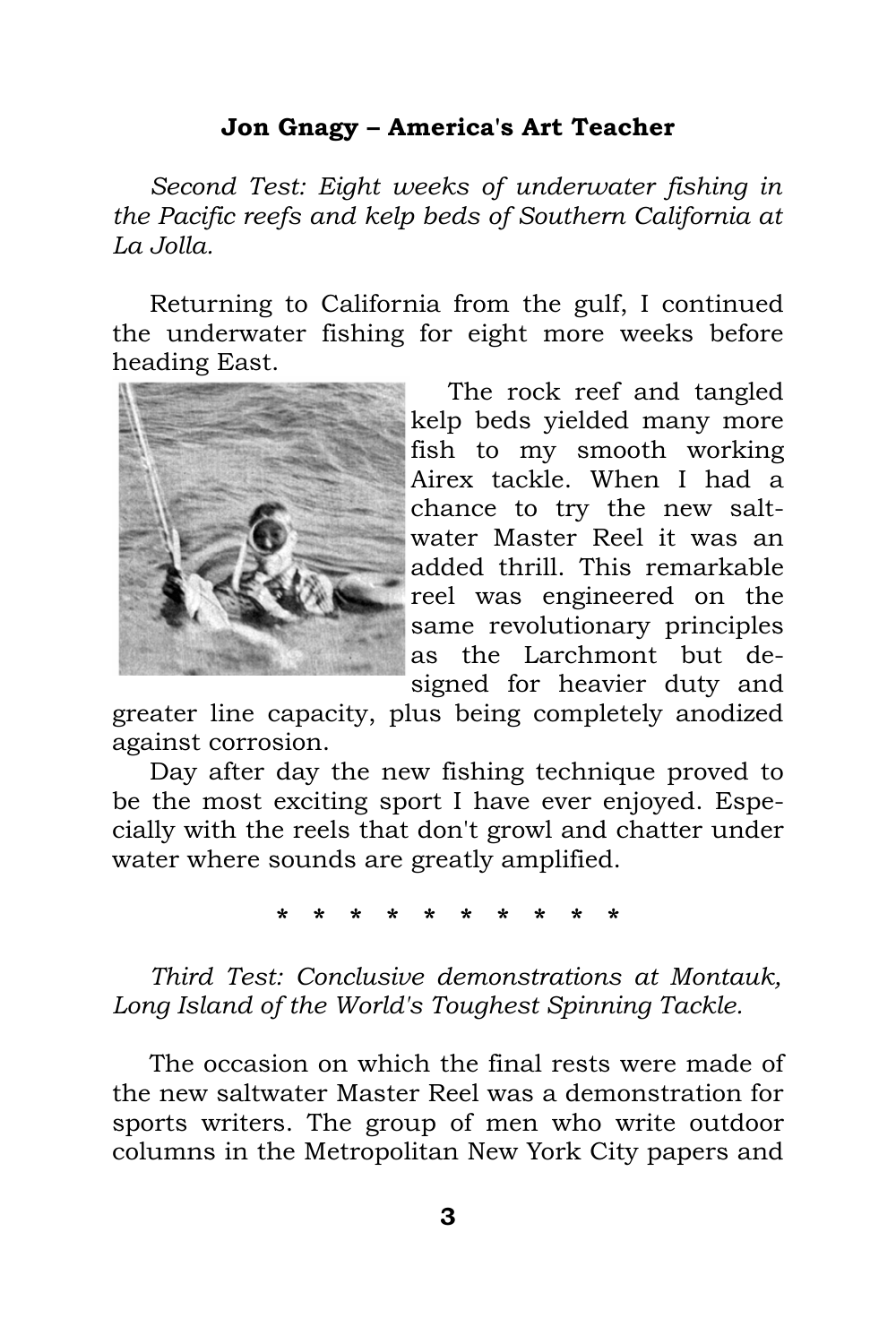*Second Test: Eight weeks of underwater fishing in the Pacific reefs and kelp beds of Southern California at La Jolla.*

Returning to California from the gulf, I continued the underwater fishing for eight more weeks before heading East.

The rock reef and tangled kelp beds yielded many more fish to my smooth working Airex tackle. When I had a chance to try the new salt-water Master Reel it was an added thrill. This remarkable reel was engineered on the same revolutionary principles as the Larchmont but designed for heavier duty and greater line capacity, plus being completely anodized against corrosion.

Day after day the new fishing technique proved to be the most exciting sport I have ever enjoyed. Especially with the reels that don't growl and chatter under water where sounds are greatly amplified.

\* \* \* \* \* \* \* \* \* \* \*

*Third Test: Conclusive demonstrations at Montauk, Long Island of the World's Toughest Spinning Tackle.*

The occasion on which the final rests were made of the new saltwater Master Reel was a demonstration for sports writers. The group of men who write outdoor columns in the Metropolitan New York City papers and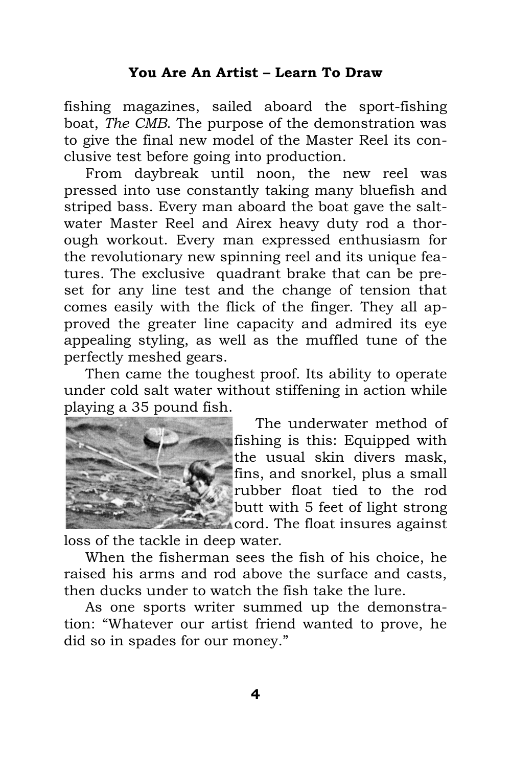fishing magazines, sailed aboard the sport-fishing boat, *The CMB*. The purpose of the demonstration was to give the final new model of the Master Reel its conclusive test before going into production.

From daybreak until noon, the new reel was pressed into use constantly taking many bluefish and striped bass. Every man aboard the boat gave the salt-water Master Reel and Airex heavy duty rod a thorough workout. Every man expressed enthusiasm for the revolutionary new spinning reel and its unique features. The exclusive quadrant brake that can be pre-set for any line test and the change of tension that comes easily with the flick of the finger. They all approved the greater line capacity and admired its eye appealing styling, as well as the muffled tune of the perfectly meshed gears.

Then came the toughest proof. Its ability to operate under cold salt water without stiffening in action while playing a 35 pound fish.

The underwater method of fishing is this: Equipped with the usual skin divers mask, fins, and snorkel, plus a small rubber float tied to the rod butt with 5 feet of light strong cord. The float insures against loss of the tackle in deep water.

When the fisherman sees the fish of his choice, he raised his arms and rod above the surface and casts, then ducks under to watch the fish take the lure.

As one sports writer summed up the demonstration: "Whatever our artist friend wanted to prove, he did so in spades for our money."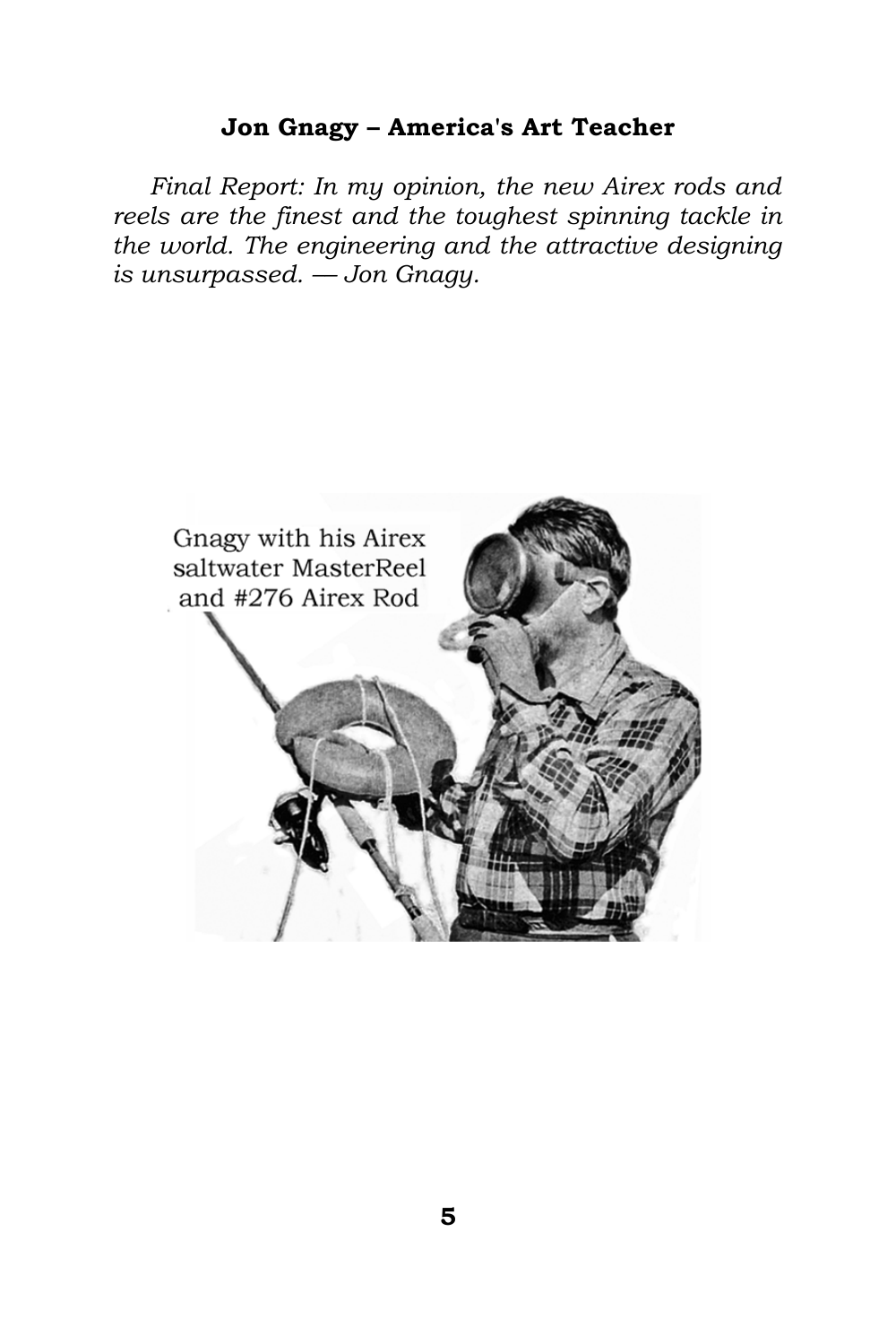*Final Report: In my opinion, the new Airex rods and reels are the finest and the toughest spinning tackle in the world. The engineering and the attractive designing is unsurpassed. — Jon Gnagy.*

Gnagy with his Airex saltwater MasterReel and #276 Airex Rod